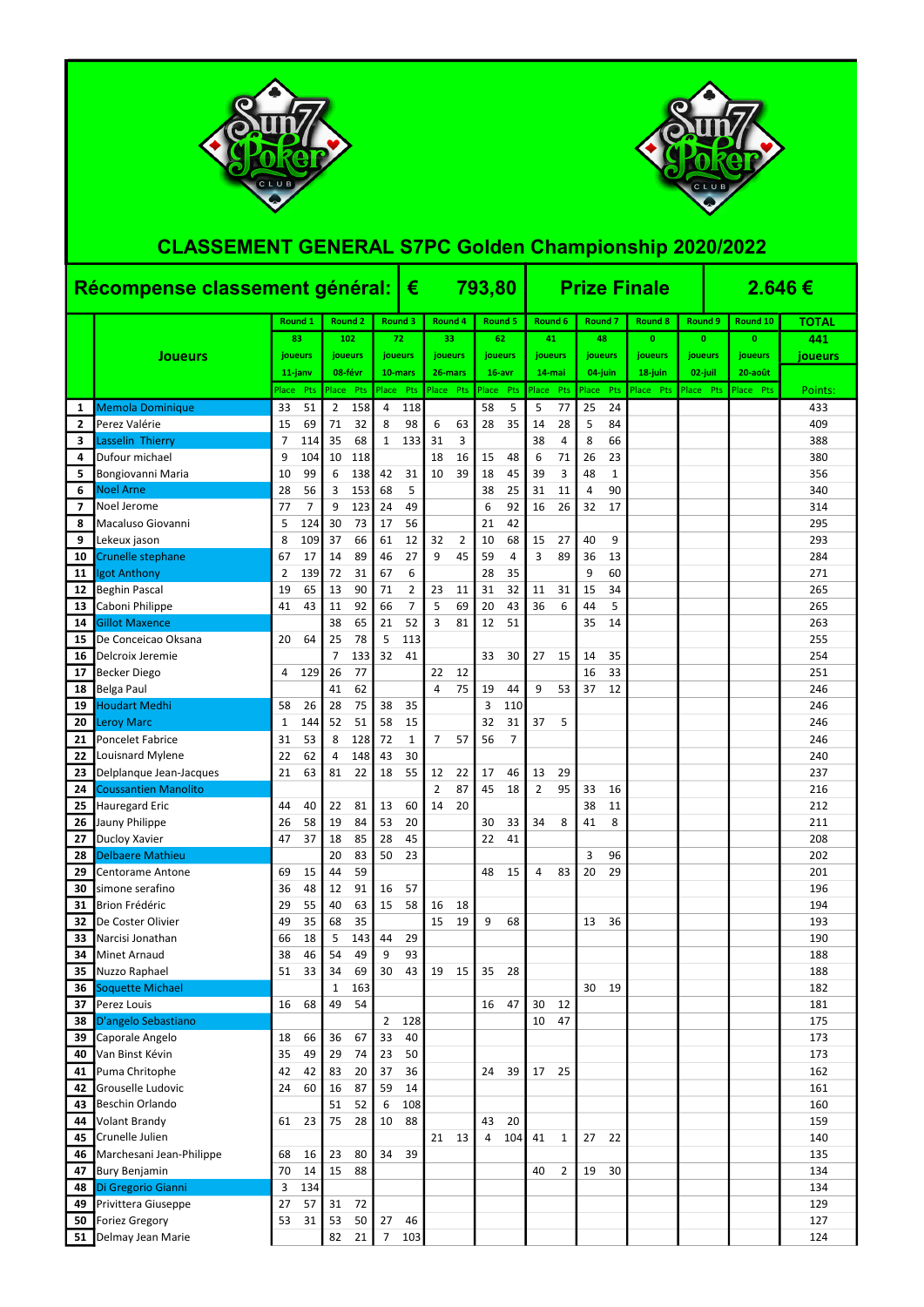# CLASSEMENT GENERAL S7PC Golden Championship 2020/2022

| Récompense classement général: | € 793,80 | Prize Finale | 2.646 € |
|---|---|---|---|

| # | Joueurs | Round 1 | | Round 2 | | Round 3 | | Round 4 | | Round 5 | | Round 6 | | Round 7 | | Round 8 | | Round 9 | | Round 10 | | TOTAL |
|---|---|---|---|---|---|---|---|---|---|---|---|---|---|---|---|---|---|---|---|---|---|---|
| | | 83 joueurs | | 102 joueurs | | 72 joueurs | | 33 joueurs | | 62 joueurs | | 41 joueurs | | 48 joueurs | | 0 joueurs | | 0 joueurs | | 0 joueurs | | 441 joueurs |
| | | 11-janv | | 08-févr | | 10-mars | | 26-mars | | 16-avr | | 14-mai | | 04-juin | | 18-juin | | 02-juil | | 20-août | | |
| | | Place | Pts | Place | Pts | Place | Pts | Place | Pts | Place | Pts | Place | Pts | Place | Pts | Place | Pts | Place | Pts | Place | Pts | Points: |
| 1 | Memola Dominique | 33 | 51 | 2 | 158 | 4 | 118 | | | 58 | 5 | 5 | 77 | 25 | 24 | | | | | | | 433 |
| 2 | Perez Valérie | 15 | 69 | 71 | 32 | 8 | 98 | 6 | 63 | 28 | 35 | 14 | 28 | 5 | 84 | | | | | | | 409 |
| 3 | Lasselin Thierry | 7 | 114 | 35 | 68 | 1 | 133 | 31 | 3 | | | 38 | 4 | 8 | 66 | | | | | | | 388 |
| 4 | Dufour michael | 9 | 104 | 10 | 118 | | | 18 | 16 | 15 | 48 | 6 | 71 | 26 | 23 | | | | | | | 380 |
| 5 | Bongiovanni Maria | 10 | 99 | 6 | 138 | 42 | 31 | 10 | 39 | 18 | 45 | 39 | 3 | 48 | 1 | | | | | | | 356 |
| 6 | Noel Arne | 28 | 56 | 3 | 153 | 68 | 5 | | | 38 | 25 | 31 | 11 | 4 | 90 | | | | | | | 340 |
| 7 | Noel Jerome | 77 | 7 | 9 | 123 | 24 | 49 | | | 6 | 92 | 16 | 26 | 32 | 17 | | | | | | | 314 |
| 8 | Macaluso Giovanni | 5 | 124 | 30 | 73 | 17 | 56 | | | 21 | 42 | | | | | | | | | | | 295 |
| 9 | Lekeux jason | 8 | 109 | 37 | 66 | 61 | 12 | 32 | 2 | 10 | 68 | 15 | 27 | 40 | 9 | | | | | | | 293 |
| 10 | Crunelle stephane | 67 | 17 | 14 | 89 | 46 | 27 | 9 | 45 | 59 | 4 | 3 | 89 | 36 | 13 | | | | | | | 284 |
| 11 | Igot Anthony | 2 | 139 | 72 | 31 | 67 | 6 | | | 28 | 35 | | | 9 | 60 | | | | | | | 271 |
| 12 | Beghin Pascal | 19 | 65 | 13 | 90 | 71 | 2 | 23 | 11 | 31 | 32 | 11 | 31 | 15 | 34 | | | | | | | 265 |
| 13 | Caboni Philippe | 41 | 43 | 11 | 92 | 66 | 7 | 5 | 69 | 20 | 43 | 36 | 6 | 44 | 5 | | | | | | | 265 |
| 14 | Gillot Maxence | | | 38 | 65 | 21 | 52 | 3 | 81 | 12 | 51 | | | 35 | 14 | | | | | | | 263 |
| 15 | De Conceicao Oksana | 20 | 64 | 25 | 78 | 5 | 113 | | | | | | | | | | | | | | | 255 |
| 16 | Delcroix Jeremie | | | 7 | 133 | 32 | 41 | | | 33 | 30 | 27 | 15 | 14 | 35 | | | | | | | 254 |
| 17 | Becker Diego | 4 | 129 | 26 | 77 | | | 22 | 12 | | | | | 16 | 33 | | | | | | | 251 |
| 18 | Belga Paul | | | 41 | 62 | | | 4 | 75 | 19 | 44 | 9 | 53 | 37 | 12 | | | | | | | 246 |
| 19 | Houdart Medhi | 58 | 26 | 28 | 75 | 38 | 35 | | | 3 | 110 | | | | | | | | | | | 246 |
| 20 | Leroy Marc | 1 | 144 | 52 | 51 | 58 | 15 | | | 32 | 31 | 37 | 5 | | | | | | | | | 246 |
| 21 | Poncelet Fabrice | 31 | 53 | 8 | 128 | 72 | 1 | 7 | 57 | 56 | 7 | | | | | | | | | | | 246 |
| 22 | Louisnard Mylene | 22 | 62 | 4 | 148 | 43 | 30 | | | | | | | | | | | | | | | 240 |
| 23 | Delplanque Jean-Jacques | 21 | 63 | 81 | 22 | 18 | 55 | 12 | 22 | 17 | 46 | 13 | 29 | | | | | | | | | 237 |
| 24 | Coussantien Manolito | | | | | | | 2 | 87 | 45 | 18 | 2 | 95 | 33 | 16 | | | | | | | 216 |
| 25 | Hauregard Eric | 44 | 40 | 22 | 81 | 13 | 60 | 14 | 20 | | | | | 38 | 11 | | | | | | | 212 |
| 26 | Jauny Philippe | 26 | 58 | 19 | 84 | 53 | 20 | | | 30 | 33 | 34 | 8 | 41 | 8 | | | | | | | 211 |
| 27 | Ducloy Xavier | 47 | 37 | 18 | 85 | 28 | 45 | | | 22 | 41 | | | | | | | | | | | 208 |
| 28 | Delbaere Mathieu | | | 20 | 83 | 50 | 23 | | | | | | | 3 | 96 | | | | | | | 202 |
| 29 | Centorame Antone | 69 | 15 | 44 | 59 | | | | | 48 | 15 | 4 | 83 | 20 | 29 | | | | | | | 201 |
| 30 | simone serafino | 36 | 48 | 12 | 91 | 16 | 57 | | | | | | | | | | | | | | | 196 |
| 31 | Brion Frédéric | 29 | 55 | 40 | 63 | 15 | 58 | 16 | 18 | | | | | | | | | | | | | 194 |
| 32 | De Coster Olivier | 49 | 35 | 68 | 35 | | | 15 | 19 | 9 | 68 | | | 13 | 36 | | | | | | | 193 |
| 33 | Narcisi Jonathan | 66 | 18 | 5 | 143 | 44 | 29 | | | | | | | | | | | | | | | 190 |
| 34 | Minet Arnaud | 38 | 46 | 54 | 49 | 9 | 93 | | | | | | | | | | | | | | | 188 |
| 35 | Nuzzo Raphael | 51 | 33 | 34 | 69 | 30 | 43 | 19 | 15 | 35 | 28 | | | | | | | | | | | 188 |
| 36 | Soquette Michael | | | 1 | 163 | | | | | | | | | 30 | 19 | | | | | | | 182 |
| 37 | Perez Louis | 16 | 68 | 49 | 54 | | | | | 16 | 47 | 30 | 12 | | | | | | | | | 181 |
| 38 | D'angelo Sebastiano | | | | | 2 | 128 | | | | | 10 | 47 | | | | | | | | | 175 |
| 39 | Caporale Angelo | 18 | 66 | 36 | 67 | 33 | 40 | | | | | | | | | | | | | | | 173 |
| 40 | Van Binst Kévin | 35 | 49 | 29 | 74 | 23 | 50 | | | | | | | | | | | | | | | 173 |
| 41 | Puma Chritophe | 42 | 42 | 83 | 20 | 37 | 36 | | | 24 | 39 | 17 | 25 | | | | | | | | | 162 |
| 42 | Grouselle Ludovic | 24 | 60 | 16 | 87 | 59 | 14 | | | | | | | | | | | | | | | 161 |
| 43 | Beschin Orlando | | | 51 | 52 | 6 | 108 | | | | | | | | | | | | | | | 160 |
| 44 | Volant Brandy | 61 | 23 | 75 | 28 | 10 | 88 | | | 43 | 20 | | | | | | | | | | | 159 |
| 45 | Crunelle Julien | | | | | | | 21 | 13 | 4 | 104 | 41 | 1 | 27 | 22 | | | | | | | 140 |
| 46 | Marchesani Jean-Philippe | 68 | 16 | 23 | 80 | 34 | 39 | | | | | | | | | | | | | | | 135 |
| 47 | Bury Benjamin | 70 | 14 | 15 | 88 | | | | | | | 40 | 2 | 19 | 30 | | | | | | | 134 |
| 48 | Di Gregorio Gianni | 3 | 134 | | | | | | | | | | | | | | | | | | | 134 |
| 49 | Privittera Giuseppe | 27 | 57 | 31 | 72 | | | | | | | | | | | | | | | | | 129 |
| 50 | Foriez Gregory | 53 | 31 | 53 | 50 | 27 | 46 | | | | | | | | | | | | | | | 127 |
| 51 | Delmay Jean Marie | | | 82 | 21 | 7 | 103 | | | | | | | | | | | | | | | 124 |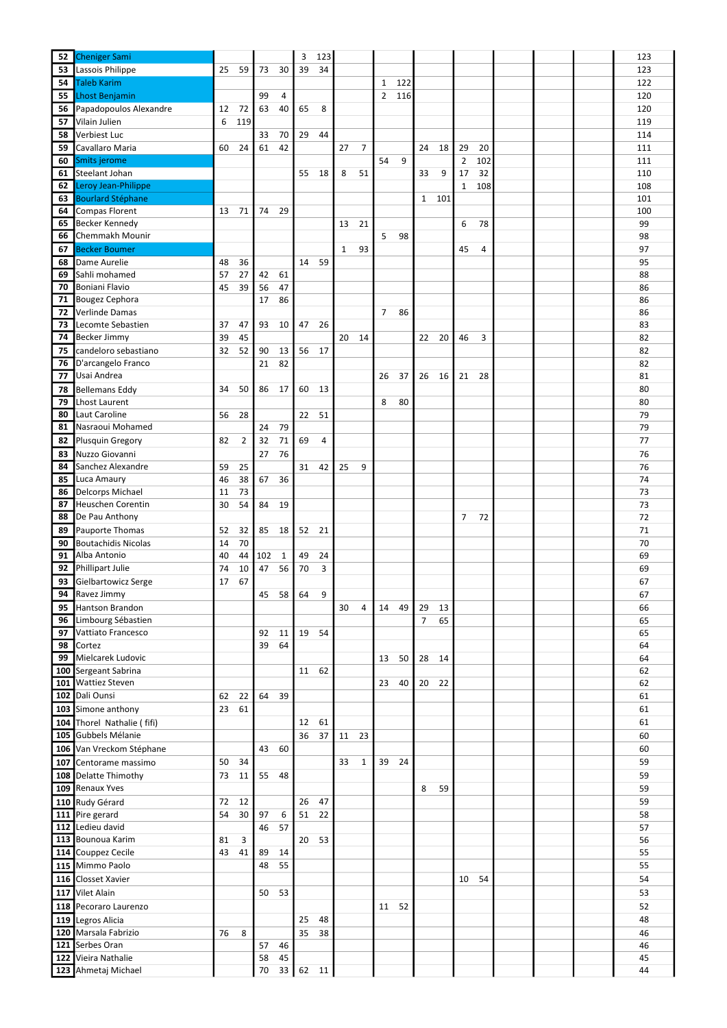| | | | | | | | | | | | | | | | | | | |
|---|---|---|---|---|---|---|---|---|---|---|---|---|---|---|---|---|---|---|
| 52 | Cheniger Sami | | | | | 3 | 123 | | | | | | | | | | | 123 |
| 53 | Lassois Philippe | 25 | 59 | 73 | 30 | 39 | 34 | | | | | | | | | | | 123 |
| 54 | Taleb Karim | | | | | | | | | 1 | 122 | | | | | | | 122 |
| 55 | Lhost Benjamin | | | 99 | 4 | | | | | 2 | 116 | | | | | | | 120 |
| 56 | Papadopoulos Alexandre | 12 | 72 | 63 | 40 | 65 | 8 | | | | | | | | | | | 120 |
| 57 | Vilain Julien | 6 | 119 | | | | | | | | | | | | | | | 119 |
| 58 | Verbiest Luc | | | 33 | 70 | 29 | 44 | | | | | | | | | | | 114 |
| 59 | Cavallaro Maria | 60 | 24 | 61 | 42 | | | 27 | 7 | | | 24 | 18 | 29 | 20 | | | 111 |
| 60 | Smits jerome | | | | | | | | | 54 | 9 | | | 2 | 102 | | | 111 |
| 61 | Steelant Johan | | | | | 55 | 18 | 8 | 51 | | | 33 | 9 | 17 | 32 | | | 110 |
| 62 | Leroy Jean-Philippe | | | | | | | | | | | | | 1 | 108 | | | 108 |
| 63 | Bourlard Stéphane | | | | | | | | | | | 1 | 101 | | | | | 101 |
| 64 | Compas Florent | 13 | 71 | 74 | 29 | | | | | | | | | | | | | 100 |
| 65 | Becker Kennedy | | | | | | | 13 | 21 | | | | | 6 | 78 | | | 99 |
| 66 | Chemmakh Mounir | | | | | | | | | 5 | 98 | | | | | | | 98 |
| 67 | Becker Boumer | | | | | | | 1 | 93 | | | | | 45 | 4 | | | 97 |
| 68 | Dame Aurelie | 48 | 36 | | | 14 | 59 | | | | | | | | | | | 95 |
| 69 | Sahli mohamed | 57 | 27 | 42 | 61 | | | | | | | | | | | | | 88 |
| 70 | Boniani Flavio | 45 | 39 | 56 | 47 | | | | | | | | | | | | | 86 |
| 71 | Bougez Cephora | | | 17 | 86 | | | | | | | | | | | | | 86 |
| 72 | Verlinde Damas | | | | | | | | | 7 | 86 | | | | | | | 86 |
| 73 | Lecomte Sebastien | 37 | 47 | 93 | 10 | 47 | 26 | | | | | | | | | | | 83 |
| 74 | Becker Jimmy | 39 | 45 | | | | | 20 | 14 | | | 22 | 20 | 46 | 3 | | | 82 |
| 75 | candeloro sebastiano | 32 | 52 | 90 | 13 | 56 | 17 | | | | | | | | | | | 82 |
| 76 | D'arcangelo Franco | | | 21 | 82 | | | | | | | | | | | | | 82 |
| 77 | Usai Andrea | | | | | | | | | 26 | 37 | 26 | 16 | 21 | 28 | | | 81 |
| 78 | Bellemans Eddy | 34 | 50 | 86 | 17 | 60 | 13 | | | | | | | | | | | 80 |
| 79 | Lhost Laurent | | | | | | | | | 8 | 80 | | | | | | | 80 |
| 80 | Laut Caroline | 56 | 28 | | | 22 | 51 | | | | | | | | | | | 79 |
| 81 | Nasraoui Mohamed | | | 24 | 79 | | | | | | | | | | | | | 79 |
| 82 | Plusquin Gregory | 82 | 2 | 32 | 71 | 69 | 4 | | | | | | | | | | | 77 |
| 83 | Nuzzo Giovanni | | | 27 | 76 | | | | | | | | | | | | | 76 |
| 84 | Sanchez Alexandre | 59 | 25 | | | 31 | 42 | 25 | 9 | | | | | | | | | 76 |
| 85 | Luca Amaury | 46 | 38 | 67 | 36 | | | | | | | | | | | | | 74 |
| 86 | Delcorps Michael | 11 | 73 | | | | | | | | | | | | | | | 73 |
| 87 | Heuschen Corentin | 30 | 54 | 84 | 19 | | | | | | | | | | | | | 73 |
| 88 | De Pau Anthony | | | | | | | | | | | | | 7 | 72 | | | 72 |
| 89 | Pauporte Thomas | 52 | 32 | 85 | 18 | 52 | 21 | | | | | | | | | | | 71 |
| 90 | Boutachidis Nicolas | 14 | 70 | | | | | | | | | | | | | | | 70 |
| 91 | Alba Antonio | 40 | 44 | 102 | 1 | 49 | 24 | | | | | | | | | | | 69 |
| 92 | Phillipart Julie | 74 | 10 | 47 | 56 | 70 | 3 | | | | | | | | | | | 69 |
| 93 | Gielbartowicz Serge | 17 | 67 | | | | | | | | | | | | | | | 67 |
| 94 | Ravez Jimmy | | | 45 | 58 | 64 | 9 | | | | | | | | | | | 67 |
| 95 | Hantson Brandon | | | | | | | 30 | 4 | 14 | 49 | 29 | 13 | | | | | 66 |
| 96 | Limbourg Sébastien | | | | | | | | | | | 7 | 65 | | | | | 65 |
| 97 | Vattiato Francesco | | | 92 | 11 | 19 | 54 | | | | | | | | | | | 65 |
| 98 | Cortez | | | 39 | 64 | | | | | | | | | | | | | 64 |
| 99 | Mielcarek Ludovic | | | | | | | | | 13 | 50 | 28 | 14 | | | | | 64 |
| 100 | Sergeant Sabrina | | | | | 11 | 62 | | | | | | | | | | | 62 |
| 101 | Wattiez Steven | | | | | | | | | 23 | 40 | 20 | 22 | | | | | 62 |
| 102 | Dali Ounsi | 62 | 22 | 64 | 39 | | | | | | | | | | | | | 61 |
| 103 | Simone anthony | 23 | 61 | | | | | | | | | | | | | | | 61 |
| 104 | Thorel Nathalie ( fifi) | | | | | 12 | 61 | | | | | | | | | | | 61 |
| 105 | Gubbels Mélanie | | | | | 36 | 37 | 11 | 23 | | | | | | | | | 60 |
| 106 | Van Vreckom Stéphane | | | 43 | 60 | | | | | | | | | | | | | 60 |
| 107 | Centorame massimo | 50 | 34 | | | | | 33 | 1 | 39 | 24 | | | | | | | 59 |
| 108 | Delatte Thimothy | 73 | 11 | 55 | 48 | | | | | | | | | | | | | 59 |
| 109 | Renaux Yves | | | | | | | | | | | 8 | 59 | | | | | 59 |
| 110 | Rudy Gérard | 72 | 12 | | | 26 | 47 | | | | | | | | | | | 59 |
| 111 | Pire gerard | 54 | 30 | 97 | 6 | 51 | 22 | | | | | | | | | | | 58 |
| 112 | Ledieu david | | | 46 | 57 | | | | | | | | | | | | | 57 |
| 113 | Bounoua Karim | 81 | 3 | | | 20 | 53 | | | | | | | | | | | 56 |
| 114 | Couppez Cecile | 43 | 41 | 89 | 14 | | | | | | | | | | | | | 55 |
| 115 | Mimmo Paolo | | | 48 | 55 | | | | | | | | | | | | | 55 |
| 116 | Closset Xavier | | | | | | | | | | | | | 10 | 54 | | | 54 |
| 117 | Vilet Alain | | | 50 | 53 | | | | | | | | | | | | | 53 |
| 118 | Pecoraro Laurenzo | | | | | | | | | 11 | 52 | | | | | | | 52 |
| 119 | Legros Alicia | | | | | 25 | 48 | | | | | | | | | | | 48 |
| 120 | Marsala Fabrizio | 76 | 8 | | | 35 | 38 | | | | | | | | | | | 46 |
| 121 | Serbes Oran | | | 57 | 46 | | | | | | | | | | | | | 46 |
| 122 | Vieira Nathalie | | | 58 | 45 | | | | | | | | | | | | | 45 |
| 123 | Ahmetaj Michael | | | 70 | 33 | 62 | 11 | | | | | | | | | | | 44 |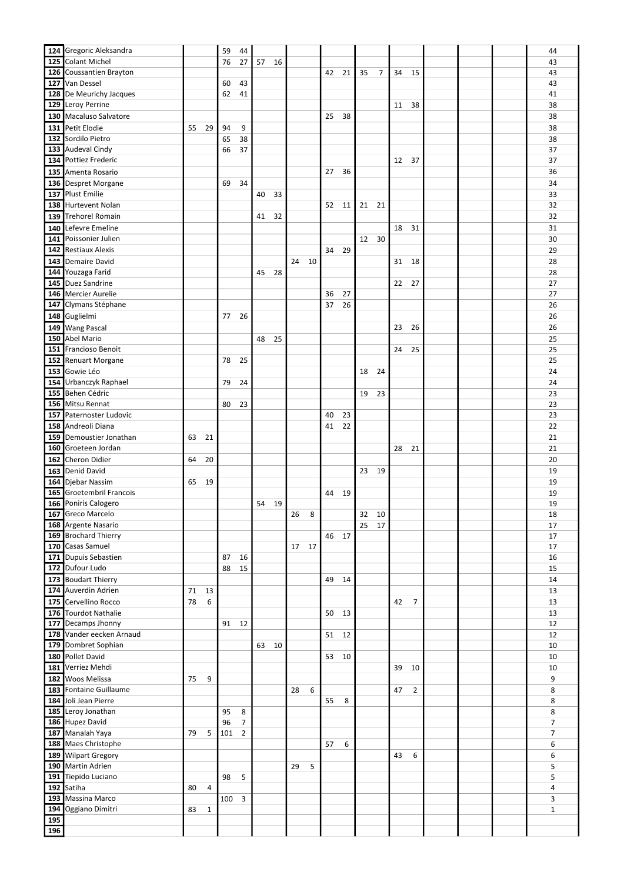| | | | | | | | | | | | | | | | | | | | |
|---|---|---|---|---|---|---|---|---|---|---|---|---|---|---|---|---|---|---|---|
| 124 | Gregoric Aleksandra | | | 59 | 44 | | | | | | | | | | | | | | 44 |
| 125 | Colant Michel | | | 76 | 27 | 57 | 16 | | | | | | | | | | | | 43 |
| 126 | Coussantien Brayton | | | | | | | | | 42 | 21 | 35 | 7 | 34 | 15 | | | | 43 |
| 127 | Van Dessel | | | 60 | 43 | | | | | | | | | | | | | | 43 |
| 128 | De Meurichy Jacques | | | 62 | 41 | | | | | | | | | | | | | | 41 |
| 129 | Leroy Perrine | | | | | | | | | | | | | 11 | 38 | | | | 38 |
| 130 | Macaluso Salvatore | | | | | | | | | 25 | 38 | | | | | | | | 38 |
| 131 | Petit Elodie | 55 | 29 | 94 | 9 | | | | | | | | | | | | | | 38 |
| 132 | Sordilo Pietro | | | 65 | 38 | | | | | | | | | | | | | | 38 |
| 133 | Audeval Cindy | | | 66 | 37 | | | | | | | | | | | | | | 37 |
| 134 | Pottiez Frederic | | | | | | | | | | | | | 12 | 37 | | | | 37 |
| 135 | Amenta Rosario | | | | | | | | | 27 | 36 | | | | | | | | 36 |
| 136 | Despret Morgane | | | 69 | 34 | | | | | | | | | | | | | | 34 |
| 137 | Plust Emilie | | | | | 40 | 33 | | | | | | | | | | | | 33 |
| 138 | Hurtevent Nolan | | | | | | | | | 52 | 11 | 21 | 21 | | | | | | 32 |
| 139 | Trehorel Romain | | | | | 41 | 32 | | | | | | | | | | | | 32 |
| 140 | Lefevre Emeline | | | | | | | | | | | | | 18 | 31 | | | | 31 |
| 141 | Poissonier Julien | | | | | | | | | | | 12 | 30 | | | | | | 30 |
| 142 | Restiaux Alexis | | | | | | | | | 34 | 29 | | | | | | | | 29 |
| 143 | Demaire David | | | | | | | 24 | 10 | | | | | 31 | 18 | | | | 28 |
| 144 | Youzaga Farid | | | | | 45 | 28 | | | | | | | | | | | | 28 |
| 145 | Duez Sandrine | | | | | | | | | | | | | 22 | 27 | | | | 27 |
| 146 | Mercier Aurelie | | | | | | | | | 36 | 27 | | | | | | | | 27 |
| 147 | Clymans Stéphane | | | | | | | | | 37 | 26 | | | | | | | | 26 |
| 148 | Guglielmi | | | 77 | 26 | | | | | | | | | | | | | | 26 |
| 149 | Wang Pascal | | | | | | | | | | | | | 23 | 26 | | | | 26 |
| 150 | Abel Mario | | | | | 48 | 25 | | | | | | | | | | | | 25 |
| 151 | Francioso Benoit | | | | | | | | | | | | | 24 | 25 | | | | 25 |
| 152 | Renuart Morgane | | | 78 | 25 | | | | | | | | | | | | | | 25 |
| 153 | Gowie Léo | | | | | | | | | | | 18 | 24 | | | | | | 24 |
| 154 | Urbanczyk Raphael | | | 79 | 24 | | | | | | | | | | | | | | 24 |
| 155 | Behen Cédric | | | | | | | | | | | 19 | 23 | | | | | | 23 |
| 156 | Mitsu Rennat | | | 80 | 23 | | | | | | | | | | | | | | 23 |
| 157 | Paternoster Ludovic | | | | | | | | | 40 | 23 | | | | | | | | 23 |
| 158 | Andreoli Diana | | | | | | | | | 41 | 22 | | | | | | | | 22 |
| 159 | Demoustier Jonathan | 63 | 21 | | | | | | | | | | | | | | | | 21 |
| 160 | Groeteen Jordan | | | | | | | | | | | | | 28 | 21 | | | | 21 |
| 162 | Cheron Didier | 64 | 20 | | | | | | | | | | | | | | | | 20 |
| 163 | Denid David | | | | | | | | | | | 23 | 19 | | | | | | 19 |
| 164 | Djebar Nassim | 65 | 19 | | | | | | | | | | | | | | | | 19 |
| 165 | Groetembril Francois | | | | | | | | | 44 | 19 | | | | | | | | 19 |
| 166 | Poniris Calogero | | | | | 54 | 19 | | | | | | | | | | | | 19 |
| 167 | Greco Marcelo | | | | | | | 26 | 8 | | | 32 | 10 | | | | | | 18 |
| 168 | Argente Nasario | | | | | | | | | | | 25 | 17 | | | | | | 17 |
| 169 | Brochard Thierry | | | | | | | | | 46 | 17 | | | | | | | | 17 |
| 170 | Casas Samuel | | | | | | | 17 | 17 | | | | | | | | | | 17 |
| 171 | Dupuis Sebastien | | | 87 | 16 | | | | | | | | | | | | | | 16 |
| 172 | Dufour Ludo | | | 88 | 15 | | | | | | | | | | | | | | 15 |
| 173 | Boudart Thierry | | | | | | | | | 49 | 14 | | | | | | | | 14 |
| 174 | Auverdin Adrien | 71 | 13 | | | | | | | | | | | | | | | | 13 |
| 175 | Cervellino Rocco | 78 | 6 | | | | | | | | | | | 42 | 7 | | | | 13 |
| 176 | Tourdot Nathalie | | | | | | | | | 50 | 13 | | | | | | | | 13 |
| 177 | Decamps Jhonny | | | 91 | 12 | | | | | | | | | | | | | | 12 |
| 178 | Vander eecken Arnaud | | | | | | | | | 51 | 12 | | | | | | | | 12 |
| 179 | Dombret Sophian | | | | | 63 | 10 | | | | | | | | | | | | 10 |
| 180 | Pollet David | | | | | | | | | 53 | 10 | | | | | | | | 10 |
| 181 | Verriez Mehdi | | | | | | | | | | | | | 39 | 10 | | | | 10 |
| 182 | Woos Melissa | 75 | 9 | | | | | | | | | | | | | | | | 9 |
| 183 | Fontaine Guillaume | | | | | | | 28 | 6 | | | | | 47 | 2 | | | | 8 |
| 184 | Joli Jean Pierre | | | | | | | | | 55 | 8 | | | | | | | | 8 |
| 185 | Leroy Jonathan | | | 95 | 8 | | | | | | | | | | | | | | 8 |
| 186 | Hupez David | | | 96 | 7 | | | | | | | | | | | | | | 7 |
| 187 | Manalah Yaya | 79 | 5 | 101 | 2 | | | | | | | | | | | | | | 7 |
| 188 | Maes Christophe | | | | | | | | | 57 | 6 | | | | | | | | 6 |
| 189 | Wilpart Gregory | | | | | | | | | | | | | 43 | 6 | | | | 6 |
| 190 | Martin Adrien | | | | | | | 29 | 5 | | | | | | | | | | 5 |
| 191 | Tiepido Luciano | | | 98 | 5 | | | | | | | | | | | | | | 5 |
| 192 | Satiha | 80 | 4 | | | | | | | | | | | | | | | | 4 |
| 193 | Massina Marco | | | 100 | 3 | | | | | | | | | | | | | | 3 |
| 194 | Oggiano Dimitri | 83 | 1 | | | | | | | | | | | | | | | | 1 |
| 195 | | | | | | | | | | | | | | | | | | | |
| 196 | | | | | | | | | | | | | | | | | | | |